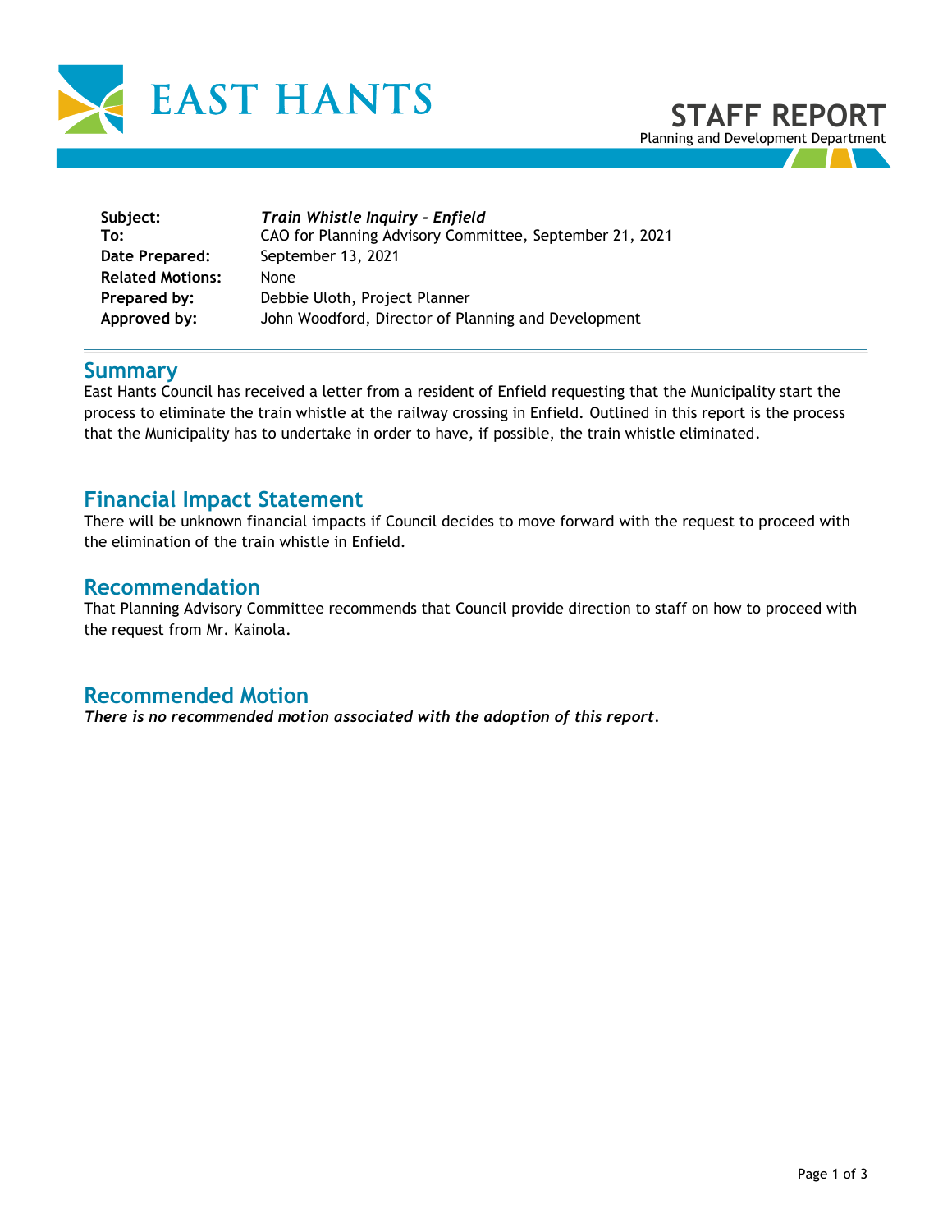# EAST HANTS

## STAFF REPORT

Planning and Development Department

| | |
|---|---|
| **Subject:** | ***Train Whistle Inquiry - Enfield*** |
| **To:** | CAO for Planning Advisory Committee, September 21, 2021 |
| **Date Prepared:** | September 13, 2021 |
| **Related Motions:** | None |
| **Prepared by:** | Debbie Uloth, Project Planner |
| **Approved by:** | John Woodford, Director of Planning and Development |

## Summary

East Hants Council has received a letter from a resident of Enfield requesting that the Municipality start the process to eliminate the train whistle at the railway crossing in Enfield. Outlined in this report is the process that the Municipality has to undertake in order to have, if possible, the train whistle eliminated.

## Financial Impact Statement

There will be unknown financial impacts if Council decides to move forward with the request to proceed with the elimination of the train whistle in Enfield.

## Recommendation

That Planning Advisory Committee recommends that Council provide direction to staff on how to proceed with the request from Mr. Kainola.

## Recommended Motion

***There is no recommended motion associated with the adoption of this report.***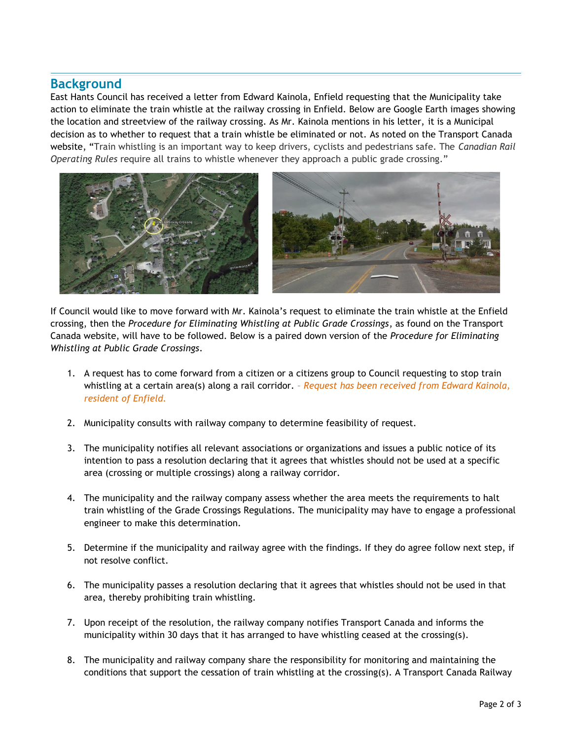## Background

East Hants Council has received a letter from Edward Kainola, Enfield requesting that the Municipality take action to eliminate the train whistle at the railway crossing in Enfield. Below are Google Earth images showing the location and streetview of the railway crossing. As Mr. Kainola mentions in his letter, it is a Municipal decision as to whether to request that a train whistle be eliminated or not. As noted on the Transport Canada website, "Train whistling is an important way to keep drivers, cyclists and pedestrians safe. The *Canadian Rail Operating Rules* require all trains to whistle whenever they approach a public grade crossing."

If Council would like to move forward with Mr. Kainola's request to eliminate the train whistle at the Enfield crossing, then the *Procedure for Eliminating Whistling at Public Grade Crossings*, as found on the Transport Canada website, will have to be followed. Below is a paired down version of the *Procedure for Eliminating Whistling at Public Grade Crossings*.

1. A request has to come forward from a citizen or a citizens group to Council requesting to stop train whistling at a certain area(s) along a rail corridor. – *Request has been received from Edward Kainola, resident of Enfield.*

2. Municipality consults with railway company to determine feasibility of request.

3. The municipality notifies all relevant associations or organizations and issues a public notice of its intention to pass a resolution declaring that it agrees that whistles should not be used at a specific area (crossing or multiple crossings) along a railway corridor.

4. The municipality and the railway company assess whether the area meets the requirements to halt train whistling of the Grade Crossings Regulations. The municipality may have to engage a professional engineer to make this determination.

5. Determine if the municipality and railway agree with the findings. If they do agree follow next step, if not resolve conflict.

6. The municipality passes a resolution declaring that it agrees that whistles should not be used in that area, thereby prohibiting train whistling.

7. Upon receipt of the resolution, the railway company notifies Transport Canada and informs the municipality within 30 days that it has arranged to have whistling ceased at the crossing(s).

8. The municipality and railway company share the responsibility for monitoring and maintaining the conditions that support the cessation of train whistling at the crossing(s). A Transport Canada Railway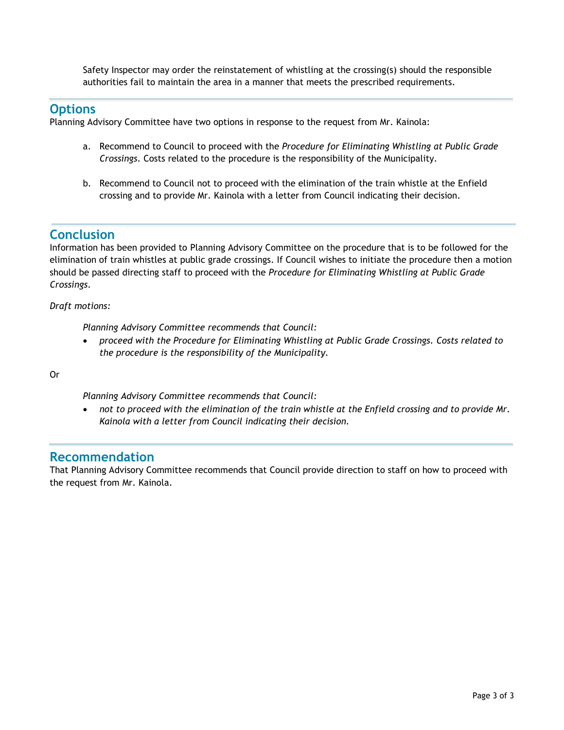Safety Inspector may order the reinstatement of whistling at the crossing(s) should the responsible authorities fail to maintain the area in a manner that meets the prescribed requirements.

## Options

Planning Advisory Committee have two options in response to the request from Mr. Kainola:

a. Recommend to Council to proceed with the *Procedure for Eliminating Whistling at Public Grade Crossings*. Costs related to the procedure is the responsibility of the Municipality.

b. Recommend to Council not to proceed with the elimination of the train whistle at the Enfield crossing and to provide Mr. Kainola with a letter from Council indicating their decision.

## Conclusion

Information has been provided to Planning Advisory Committee on the procedure that is to be followed for the elimination of train whistles at public grade crossings. If Council wishes to initiate the procedure then a motion should be passed directing staff to proceed with the *Procedure for Eliminating Whistling at Public Grade Crossings*.

*Draft motions:*

*Planning Advisory Committee recommends that Council:*

- *proceed with the Procedure for Eliminating Whistling at Public Grade Crossings. Costs related to the procedure is the responsibility of the Municipality.*

Or

*Planning Advisory Committee recommends that Council:*

- *not to proceed with the elimination of the train whistle at the Enfield crossing and to provide Mr. Kainola with a letter from Council indicating their decision.*

## Recommendation

That Planning Advisory Committee recommends that Council provide direction to staff on how to proceed with the request from Mr. Kainola.